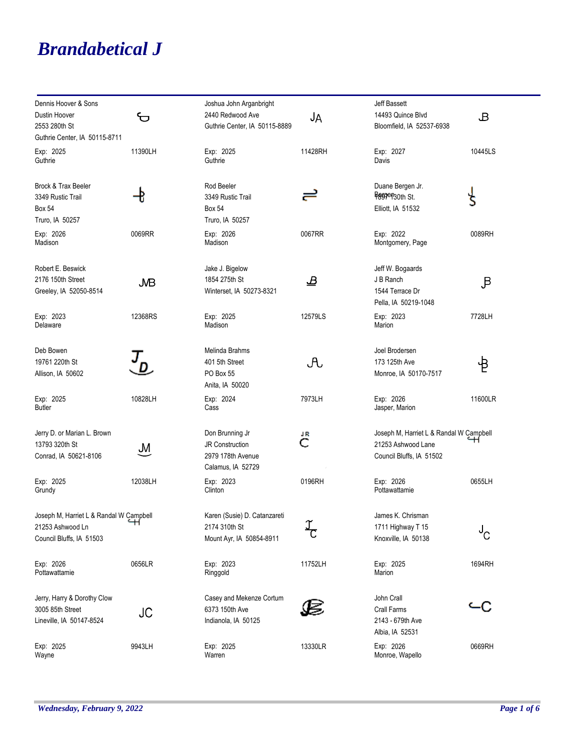# Brandabetical J

Dennis Hoover & Sons
Dustin Hoover
2553 280th St
Guthrie Center, IA 50115-8711

Exp: 2025 — 11390LH
Guthrie

Joshua John Arganbright
2440 Redwood Ave
Guthrie Center, IA 50115-8889

Exp: 2025 — 11428RH
Guthrie

Jeff Bassett
14493 Quince Blvd
Bloomfield, IA 52537-6938

Exp: 2027 — 10445LS
Davis

Brock & Trax Beeler
3349 Rustic Trail
Box 54
Truro, IA 50257

Exp: 2026 — 0069RR
Madison

Rod Beeler
3349 Rustic Trail
Box 54
Truro, IA 50257

Exp: 2026 — 0067RR
Madison

Duane Bergen Jr.
Bergen 1897 130th St.
Elliott, IA 51532

Exp: 2022 — 0089RH
Montgomery, Page

Robert E. Beswick
2176 150th Street
Greeley, IA 52050-8514

Exp: 2023 — 12368RS
Delaware

Jake J. Bigelow
1854 275th St
Winterset, IA 50273-8321

Exp: 2025 — 12579LS
Madison

Jeff W. Bogaards
J B Ranch
1544 Terrace Dr
Pella, IA 50219-1048

Exp: 2023 — 7728LH
Marion

Deb Bowen
19761 220th St
Allison, IA 50602

Exp: 2025 — 10828LH
Butler

Melinda Brahms
401 5th Street
PO Box 55
Anita, IA 50020

Exp: 2024 — 7973LH
Cass

Joel Brodersen
173 125th Ave
Monroe, IA 50170-7517

Exp: 2026 — 11600LR
Jasper, Marion

Jerry D. or Marian L. Brown
13793 320th St
Conrad, IA 50621-8106

Exp: 2025 — 12038LH
Grundy

Don Brunning Jr
JR Construction
2979 178th Avenue
Calamus, IA 52729

Exp: 2023 — 0196RH
Clinton

Joseph M, Harriet L & Randal W Campbell
21253 Ashwood Lane
Council Bluffs, IA 51502

Exp: 2026 — 0655LH
Pottawattamie

Joseph M, Harriet L & Randal W Campbell
21253 Ashwood Ln
Council Bluffs, IA 51503

Exp: 2026 — 0656LR
Pottawattamie

Karen (Susie) D. Catanzareti
2174 310th St
Mount Ayr, IA 50854-8911

Exp: 2023 — 11752LH
Ringgold

James K. Chrisman
1711 Highway T 15
Knoxville, IA 50138

Exp: 2025 — 1694RH
Marion

Jerry, Harry & Dorothy Clow
3005 85th Street
Lineville, IA 50147-8524

Exp: 2025 — 9943LH
Wayne

Casey and Mekenze Cortum
6373 150th Ave
Indianola, IA 50125

Exp: 2025 — 13330LR
Warren

John Crall
Crall Farms
2143 - 679th Ave
Albia, IA 52531

Exp: 2026 — 0669RH
Monroe, Wapello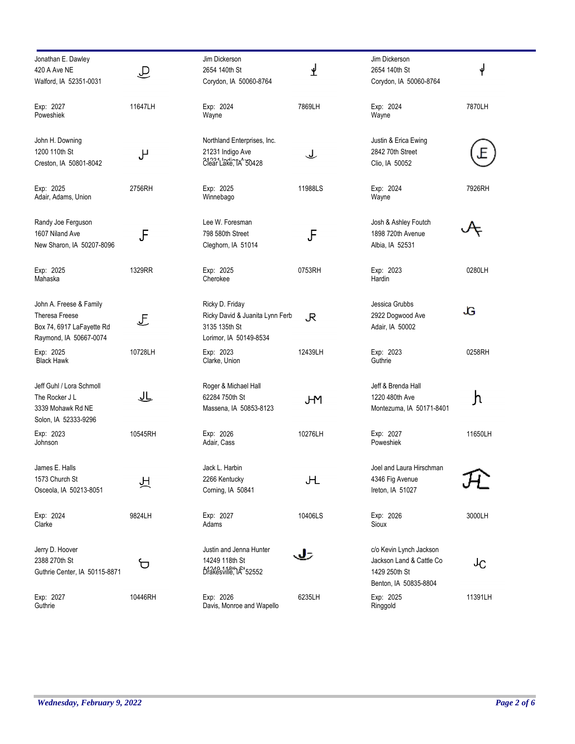| Name / Address | Brand ID | Expiration | Counties |
| --- | --- | --- | --- |
| Jonathan E. Dawley<br>420 A Ave NE<br>Walford, IA 52351-0031 | 11647LH | Exp: 2027 | Poweshiek |
| Jim Dickerson<br>2654 140th St<br>Corydon, IA 50060-8764 | 7869LH | Exp: 2024 | Wayne |
| Jim Dickerson<br>2654 140th St<br>Corydon, IA 50060-8764 | 7870LH | Exp: 2024 | Wayne |
| John H. Downing<br>1200 110th St<br>Creston, IA 50801-8042 | 2756RH | Exp: 2025 | Adair, Adams, Union |
| Northland Enterprises, Inc.<br>21231 Indigo Ave<br>Clear Lake, IA 50428 | 11988LS | Exp: 2025 | Winnebago |
| Justin & Erica Ewing<br>2842 70th Street<br>Clio, IA 50052 | 7926RH | Exp: 2024 | Wayne |
| Randy Joe Ferguson<br>1607 Niland Ave<br>New Sharon, IA 50207-8096 | 1329RR | Exp: 2025 | Mahaska |
| Lee W. Foresman<br>798 580th Street<br>Cleghorn, IA 51014 | 0753RH | Exp: 2025 | Cherokee |
| Josh & Ashley Foutch<br>1898 720th Avenue<br>Albia, IA 52531 | 0280LH | Exp: 2023 | Hardin |
| John A. Freese & Family<br>Theresa Freese<br>Box 74, 6917 LaFayette Rd<br>Raymond, IA 50667-0074 | 10728LH | Exp: 2025 | Black Hawk |
| Ricky D. Friday<br>Ricky David & Juanita Lynn Ferb<br>3135 135th St<br>Lorimor, IA 50149-8534 | 12439LH | Exp: 2023 | Clarke, Union |
| Jessica Grubbs<br>2922 Dogwood Ave<br>Adair, IA 50002 | 0258RH | Exp: 2023 | Guthrie |
| Jeff Guhl / Lora Schmoll<br>The Rocker J L<br>3339 Mohawk Rd NE<br>Solon, IA 52333-9296 | 10545RH | Exp: 2023 | Johnson |
| Roger & Michael Hall<br>62284 750th St<br>Massena, IA 50853-8123 | 10276LH | Exp: 2026 | Adair, Cass |
| Jeff & Brenda Hall<br>1220 480th Ave<br>Montezuma, IA 50171-8401 | 11650LH | Exp: 2027 | Poweshiek |
| James E. Halls<br>1573 Church St<br>Osceola, IA 50213-8051 | 9824LH | Exp: 2024 | Clarke |
| Jack L. Harbin<br>2266 Kentucky<br>Corning, IA 50841 | 10406LS | Exp: 2027 | Adams |
| Joel and Laura Hirschman<br>4346 Fig Avenue<br>Ireton, IA 51027 | 3000LH | Exp: 2026 | Sioux |
| Jerry D. Hoover<br>2388 270th St<br>Guthrie Center, IA 50115-8871 | 10446RH | Exp: 2027 | Guthrie |
| Justin and Jenna Hunter<br>14249 118th St<br>Drakesville, IA 52552 | 6235LH | Exp: 2026 | Davis, Monroe and Wapello |
| c/o Kevin Lynch Jackson<br>Jackson Land & Cattle Co<br>1429 250th St<br>Benton, IA 50835-8804 | 11391LH | Exp: 2025 | Ringgold |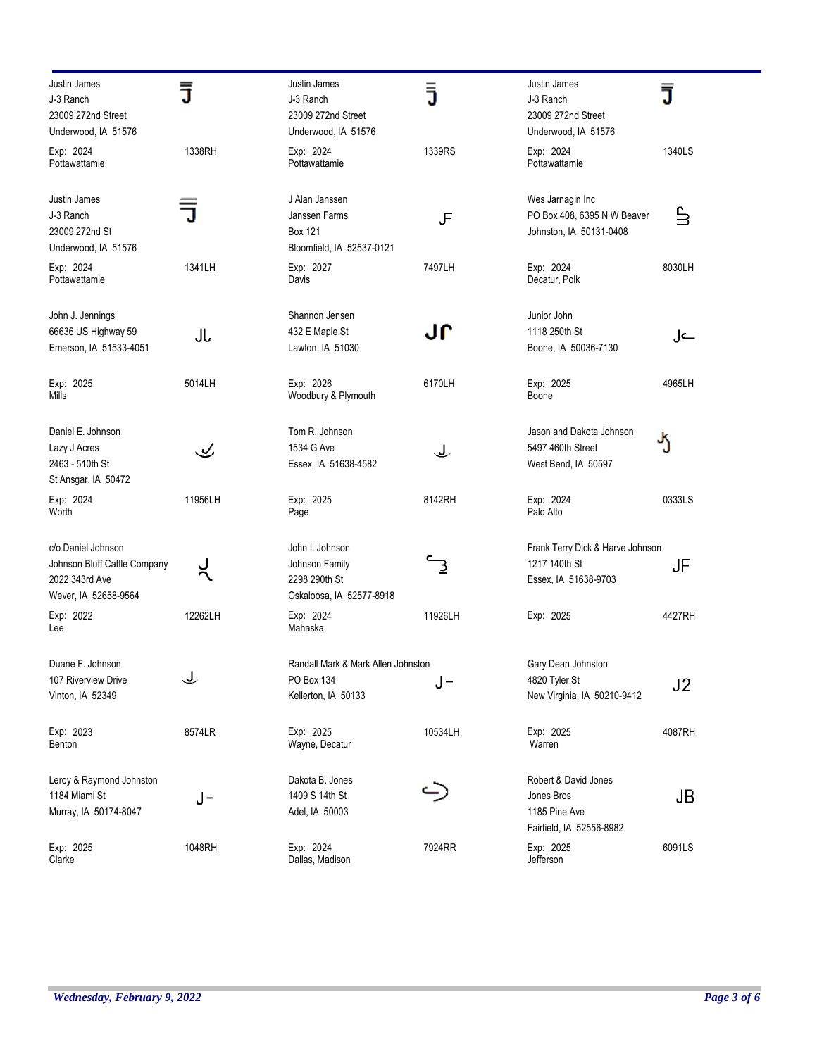Justin James
J-3 Ranch
23009 272nd Street
Underwood, IA 51576

Exp: 2024 — 1338RH
Pottawattamie

Justin James
J-3 Ranch
23009 272nd Street
Underwood, IA 51576

Exp: 2024 — 1339RS
Pottawattamie

Justin James
J-3 Ranch
23009 272nd Street
Underwood, IA 51576

Exp: 2024 — 1340LS
Pottawattamie

Justin James
J-3 Ranch
23009 272nd St
Underwood, IA 51576

Exp: 2024 — 1341LH
Pottawattamie

J Alan Janssen
Janssen Farms
Box 121
Bloomfield, IA 52537-0121

Exp: 2027 — 7497LH
Davis

Wes Jarnagin Inc
PO Box 408, 6395 N W Beaver
Johnston, IA 50131-0408

Exp: 2024 — 8030LH
Decatur, Polk

John J. Jennings
66636 US Highway 59
Emerson, IA 51533-4051

Exp: 2025 — 5014LH
Mills

Shannon Jensen
432 E Maple St
Lawton, IA 51030

Exp: 2026 — 6170LH
Woodbury & Plymouth

Junior John
1118 250th St
Boone, IA 50036-7130

Exp: 2025 — 4965LH
Boone

Daniel E. Johnson
Lazy J Acres
2463 - 510th St
St Ansgar, IA 50472

Exp: 2024 — 11956LH
Worth

Tom R. Johnson
1534 G Ave
Essex, IA 51638-4582

Exp: 2025 — 8142RH
Page

Jason and Dakota Johnson
5497 460th Street
West Bend, IA 50597

Exp: 2024 — 0333LS
Palo Alto

c/o Daniel Johnson
Johnson Bluff Cattle Company
2022 343rd Ave
Wever, IA 52658-9564

Exp: 2022 — 12262LH
Lee

John I. Johnson
Johnson Family
2298 290th St
Oskaloosa, IA 52577-8918

Exp: 2024 — 11926LH
Mahaska

Frank Terry Dick & Harve Johnson
1217 140th St
Essex, IA 51638-9703

Exp: 2025 — 4427RH

Duane F. Johnson
107 Riverview Drive
Vinton, IA 52349

Exp: 2023 — 8574LR
Benton

Randall Mark & Mark Allen Johnston
PO Box 134
Kellerton, IA 50133

Exp: 2025 — 10534LH
Wayne, Decatur

Gary Dean Johnston
4820 Tyler St
New Virginia, IA 50210-9412

Exp: 2025 — 4087RH
Warren

Leroy & Raymond Johnston
1184 Miami St
Murray, IA 50174-8047

Exp: 2025 — 1048RH
Clarke

Dakota B. Jones
1409 S 14th St
Adel, IA 50003

Exp: 2024 — 7924RR
Dallas, Madison

Robert & David Jones
Jones Bros
1185 Pine Ave
Fairfield, IA 52556-8982

Exp: 2025 — 6091LS
Jefferson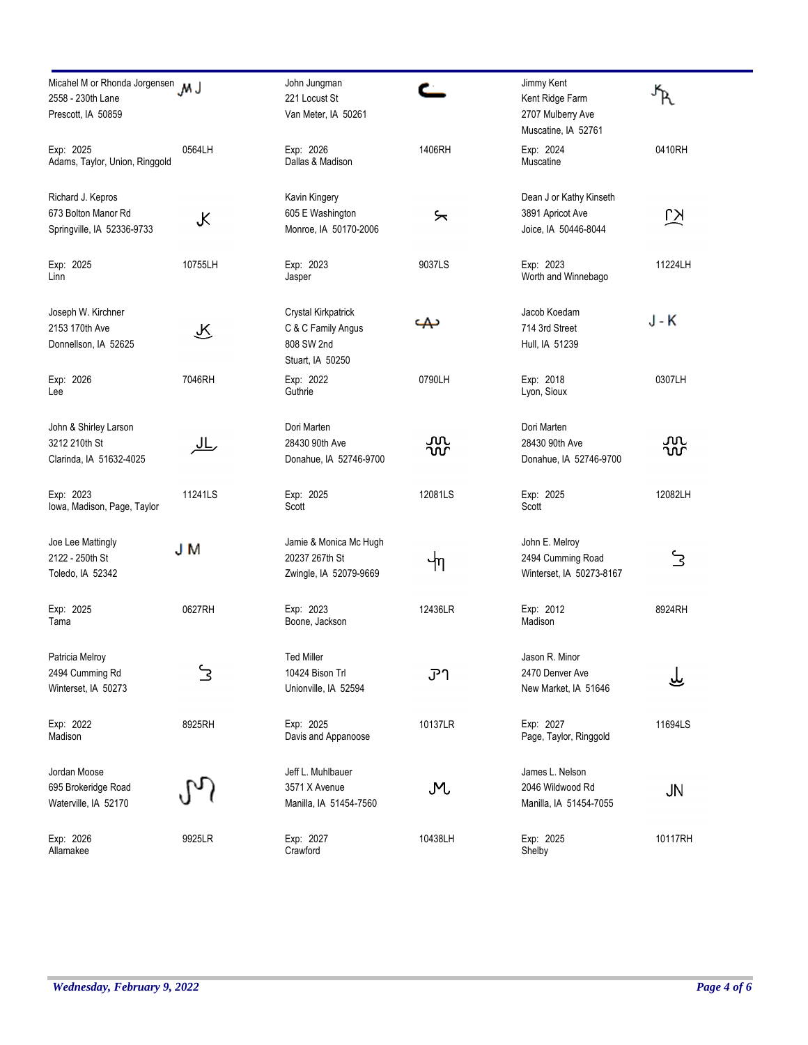| Name / Address | Brand | Name / Address | Brand | Name / Address | Brand |
|---|---|---|---|---|---|
| Micahel M or Rhonda Jorgensen<br>2558 - 230th Lane<br>Prescott, IA 50859<br><br>Exp: 2025<br>Adams, Taylor, Union, Ringgold | M J<br><br>0564LH | John Jungman<br>221 Locust St<br>Van Meter, IA 50261<br><br>Exp: 2026<br>Dallas & Madison | 1406RH | Jimmy Kent<br>Kent Ridge Farm<br>2707 Mulberry Ave<br>Muscatine, IA 52761<br><br>Exp: 2024<br>Muscatine | 0410RH |
| Richard J. Kepros<br>673 Bolton Manor Rd<br>Springville, IA 52336-9733<br><br>Exp: 2025<br>Linn | 10755LH | Kavin Kingery<br>605 E Washington<br>Monroe, IA 50170-2006<br><br>Exp: 2023<br>Jasper | 9037LS | Dean J or Kathy Kinseth<br>3891 Apricot Ave<br>Joice, IA 50446-8044<br><br>Exp: 2023<br>Worth and Winnebago | 11224LH |
| Joseph W. Kirchner<br>2153 170th Ave<br>Donnellson, IA 52625<br><br>Exp: 2026<br>Lee | 7046RH | Crystal Kirkpatrick<br>C & C Family Angus<br>808 SW 2nd<br>Stuart, IA 50250<br><br>Exp: 2022<br>Guthrie | 0790LH | Jacob Koedam<br>714 3rd Street<br>Hull, IA 51239<br><br>Exp: 2018<br>Lyon, Sioux | J - K<br><br>0307LH |
| John & Shirley Larson<br>3212 210th St<br>Clarinda, IA 51632-4025<br><br>Exp: 2023<br>Iowa, Madison, Page, Taylor | JL<br><br>11241LS | Dori Marten<br>28430 90th Ave<br>Donahue, IA 52746-9700<br><br>Exp: 2025<br>Scott | 12081LS | Dori Marten<br>28430 90th Ave<br>Donahue, IA 52746-9700<br><br>Exp: 2025<br>Scott | 12082LH |
| Joe Lee Mattingly<br>2122 - 250th St<br>Toledo, IA 52342<br><br>Exp: 2025<br>Tama | J M<br><br>0627RH | Jamie & Monica Mc Hugh<br>20237 267th St<br>Zwingle, IA 52079-9669<br><br>Exp: 2023<br>Boone, Jackson | 12436LR | John E. Melroy<br>2494 Cumming Road<br>Winterset, IA 50273-8167<br><br>Exp: 2012<br>Madison | 8924RH |
| Patricia Melroy<br>2494 Cumming Rd<br>Winterset, IA 50273<br><br>Exp: 2022<br>Madison | 8925RH | Ted Miller<br>10424 Bison Trl<br>Unionville, IA 52594<br><br>Exp: 2025<br>Davis and Appanoose | 10137LR | Jason R. Minor<br>2470 Denver Ave<br>New Market, IA 51646<br><br>Exp: 2027<br>Page, Taylor, Ringgold | 11694LS |
| Jordan Moose<br>695 Brokeridge Road<br>Waterville, IA 52170<br><br>Exp: 2026<br>Allamakee | 9925LR | Jeff L. Muhlbauer<br>3571 X Avenue<br>Manilla, IA 51454-7560<br><br>Exp: 2027<br>Crawford | M<br><br>10438LH | James L. Nelson<br>2046 Wildwood Rd<br>Manilla, IA 51454-7055<br><br>Exp: 2025<br>Shelby | JN<br><br>10117RH |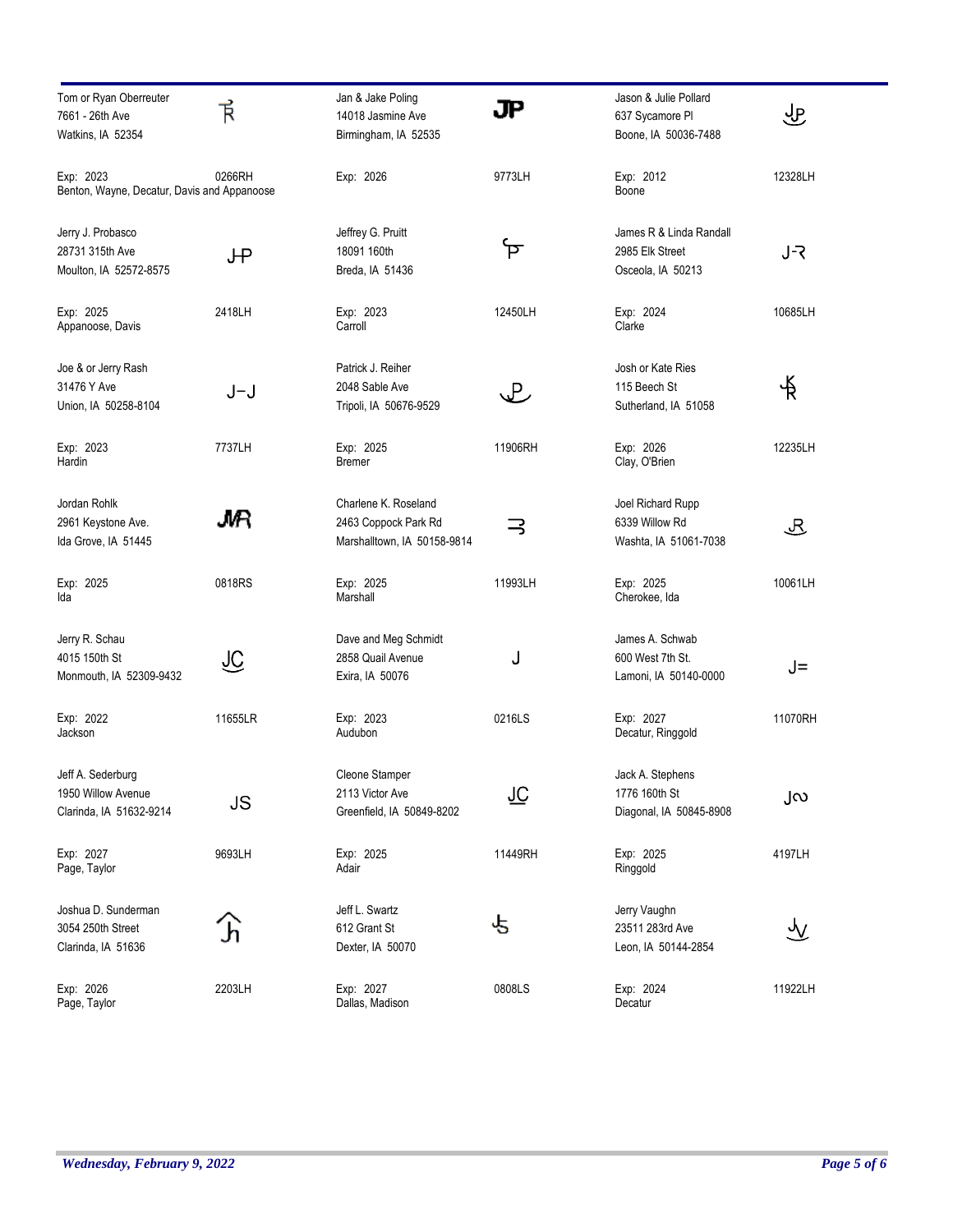| Name / Address | Brand | Brand Number | Expiration / Counties |
|---|---|---|---|
| Tom or Ryan Oberreuter, 7661 - 26th Ave, Watkins, IA 52354 | R | 0266RH | Exp: 2023; Benton, Wayne, Decatur, Davis and Appanoose |
| Jan & Jake Poling, 14018 Jasmine Ave, Birmingham, IA 52535 | JP | 9773LH | Exp: 2026 |
| Jason & Julie Pollard, 637 Sycamore Pl, Boone, IA 50036-7488 | JP | 12328LH | Exp: 2012; Boone |
| Jerry J. Probasco, 28731 315th Ave, Moulton, IA 52572-8575 | JP | 2418LH | Exp: 2025; Appanoose, Davis |
| Jeffrey G. Pruitt, 18091 160th, Breda, IA 51436 | P | 12450LH | Exp: 2023; Carroll |
| James R & Linda Randall, 2985 Elk Street, Osceola, IA 50213 | J-R | 10685LH | Exp: 2024; Clarke |
| Joe & or Jerry Rash, 31476 Y Ave, Union, IA 50258-8104 | J-J | 7737LH | Exp: 2023; Hardin |
| Patrick J. Reiher, 2048 Sable Ave, Tripoli, IA 50676-9529 | P | 11906RH | Exp: 2025; Bremer |
| Josh or Kate Ries, 115 Beech St, Sutherland, IA 51058 | KR | 12235LH | Exp: 2026; Clay, O'Brien |
| Jordan Rohlk, 2961 Keystone Ave., Ida Grove, IA 51445 | JMR | 0818RS | Exp: 2025; Ida |
| Charlene K. Roseland, 2463 Coppock Park Rd, Marshalltown, IA 50158-9814 | E | 11993LH | Exp: 2025; Marshall |
| Joel Richard Rupp, 6339 Willow Rd, Washta, IA 51061-7038 | JR | 10061LH | Exp: 2025; Cherokee, Ida |
| Jerry R. Schau, 4015 150th St, Monmouth, IA 52309-9432 | JC | 11655LR | Exp: 2022; Jackson |
| Dave and Meg Schmidt, 2858 Quail Avenue, Exira, IA 50076 | J | 0216LS | Exp: 2023; Audubon |
| James A. Schwab, 600 West 7th St., Lamoni, IA 50140-0000 | J= | 11070RH | Exp: 2027; Decatur, Ringgold |
| Jeff A. Sederburg, 1950 Willow Avenue, Clarinda, IA 51632-9214 | JS | 9693LH | Exp: 2027; Page, Taylor |
| Cleone Stamper, 2113 Victor Ave, Greenfield, IA 50849-8202 | JC | 11449RH | Exp: 2025; Adair |
| Jack A. Stephens, 1776 160th St, Diagonal, IA 50845-8908 | J∾ | 4197LH | Exp: 2025; Ringgold |
| Joshua D. Sunderman, 3054 250th Street, Clarinda, IA 51636 | Jh | 2203LH | Exp: 2026; Page, Taylor |
| Jeff L. Swartz, 612 Grant St, Dexter, IA 50070 | JS | 0808LS | Exp: 2027; Dallas, Madison |
| Jerry Vaughn, 23511 283rd Ave, Leon, IA 50144-2854 | JV | 11922LH | Exp: 2024; Decatur |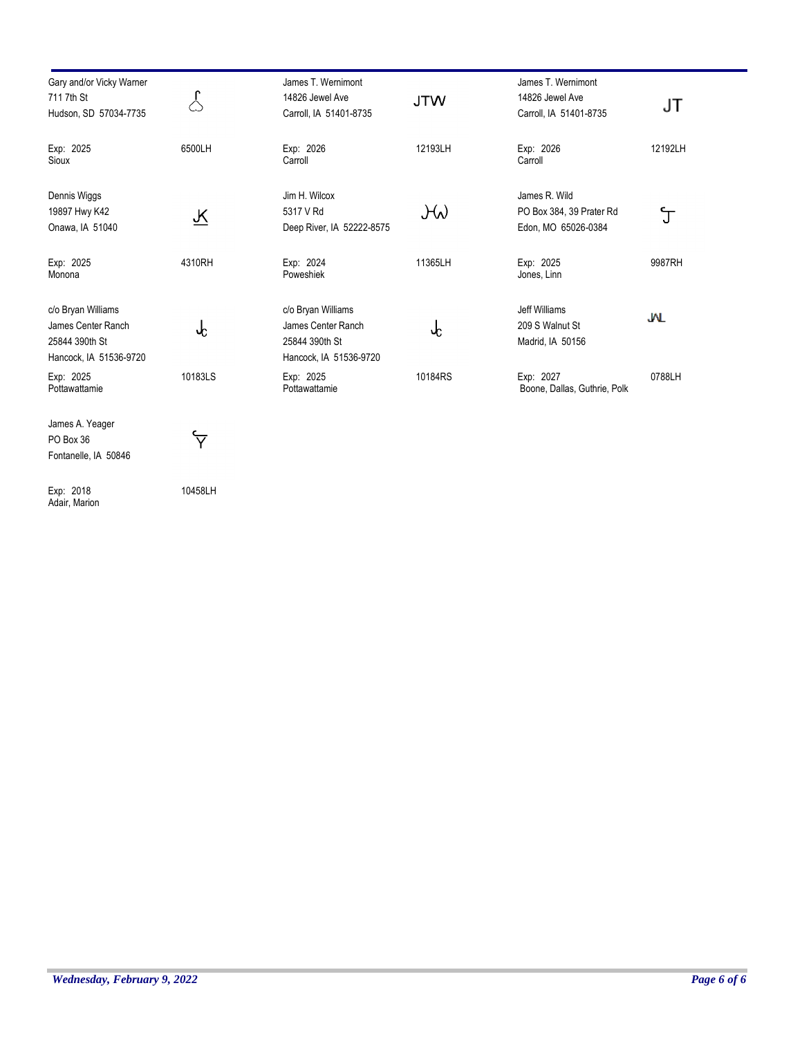| | | | | | |
|---|---|---|---|---|---|
| Gary and/or Vicky Warner<br>711 7th St<br>Hudson, SD 57034-7735<br><br>Exp: 2025<br>Sioux | 6500LH | James T. Wernimont<br>14826 Jewel Ave<br>Carroll, IA 51401-8735<br><br>Exp: 2026<br>Carroll | JTW<br><br>12193LH | James T. Wernimont<br>14826 Jewel Ave<br>Carroll, IA 51401-8735<br><br>Exp: 2026<br>Carroll | JT<br><br>12192LH |
| Dennis Wiggs<br>19897 Hwy K42<br>Onawa, IA 51040<br><br>Exp: 2025<br>Monona | K<br><br>4310RH | Jim H. Wilcox<br>5317 V Rd<br>Deep River, IA 52222-8575<br><br>Exp: 2024<br>Poweshiek | 11365LH | James R. Wild<br>PO Box 384, 39 Prater Rd<br>Edon, MO 65026-0384<br><br>Exp: 2025<br>Jones, Linn | 9987RH |
| c/o Bryan Williams<br>James Center Ranch<br>25844 390th St<br>Hancock, IA 51536-9720<br><br>Exp: 2025<br>Pottawattamie | 10183LS | c/o Bryan Williams<br>James Center Ranch<br>25844 390th St<br>Hancock, IA 51536-9720<br><br>Exp: 2025<br>Pottawattamie | 10184RS | Jeff Williams<br>209 S Walnut St<br>Madrid, IA 50156<br><br>Exp: 2027<br>Boone, Dallas, Guthrie, Polk | JWL<br><br>0788LH |
| James A. Yeager<br>PO Box 36<br>Fontanelle, IA 50846<br><br>Exp: 2018<br>Adair, Marion | 10458LH | | | | |